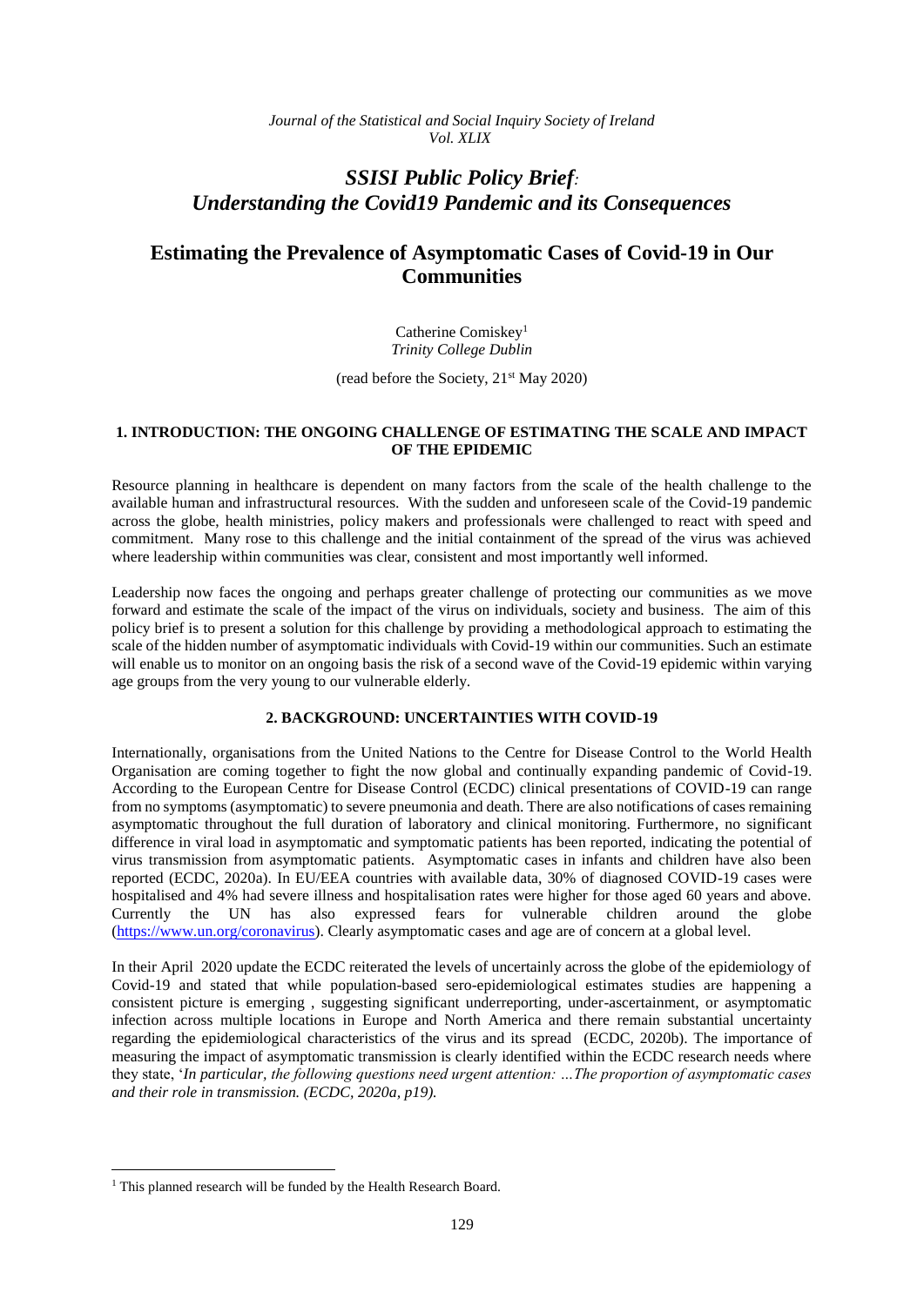*SSISI Public Policy Brief: Understanding the Covid19 Pandemic and its Consequences*

# Estimating the Prevalence of Asymptomatic Cases of Covid-19 in Our Communities

Catherine Comiskey[1]
*Trinity College Dublin*

(read before the Society, 21st May 2020)

## 1. INTRODUCTION: THE ONGOING CHALLENGE OF ESTIMATING THE SCALE AND IMPACT OF THE EPIDEMIC

Resource planning in healthcare is dependent on many factors from the scale of the health challenge to the available human and infrastructural resources. With the sudden and unforeseen scale of the Covid-19 pandemic across the globe, health ministries, policy makers and professionals were challenged to react with speed and commitment. Many rose to this challenge and the initial containment of the spread of the virus was achieved where leadership within communities was clear, consistent and most importantly well informed.

Leadership now faces the ongoing and perhaps greater challenge of protecting our communities as we move forward and estimate the scale of the impact of the virus on individuals, society and business. The aim of this policy brief is to present a solution for this challenge by providing a methodological approach to estimating the scale of the hidden number of asymptomatic individuals with Covid-19 within our communities. Such an estimate will enable us to monitor on an ongoing basis the risk of a second wave of the Covid-19 epidemic within varying age groups from the very young to our vulnerable elderly.

## 2. BACKGROUND: UNCERTAINTIES WITH COVID-19

Internationally, organisations from the United Nations to the Centre for Disease Control to the World Health Organisation are coming together to fight the now global and continually expanding pandemic of Covid-19. According to the European Centre for Disease Control (ECDC) clinical presentations of COVID-19 can range from no symptoms (asymptomatic) to severe pneumonia and death. There are also notifications of cases remaining asymptomatic throughout the full duration of laboratory and clinical monitoring. Furthermore, no significant difference in viral load in asymptomatic and symptomatic patients has been reported, indicating the potential of virus transmission from asymptomatic patients. Asymptomatic cases in infants and children have also been reported (ECDC, 2020a). In EU/EEA countries with available data, 30% of diagnosed COVID-19 cases were hospitalised and 4% had severe illness and hospitalisation rates were higher for those aged 60 years and above. Currently the UN has also expressed fears for vulnerable children around the globe (https://www.un.org/coronavirus). Clearly asymptomatic cases and age are of concern at a global level.

In their April 2020 update the ECDC reiterated the levels of uncertainly across the globe of the epidemiology of Covid-19 and stated that while population-based sero-epidemiological estimates studies are happening a consistent picture is emerging , suggesting significant underreporting, under-ascertainment, or asymptomatic infection across multiple locations in Europe and North America and there remain substantial uncertainty regarding the epidemiological characteristics of the virus and its spread (ECDC, 2020b). The importance of measuring the impact of asymptomatic transmission is clearly identified within the ECDC research needs where they state, '*In particular, the following questions need urgent attention: …The proportion of asymptomatic cases and their role in transmission. (ECDC, 2020a, p19).*

[1] This planned research will be funded by the Health Research Board.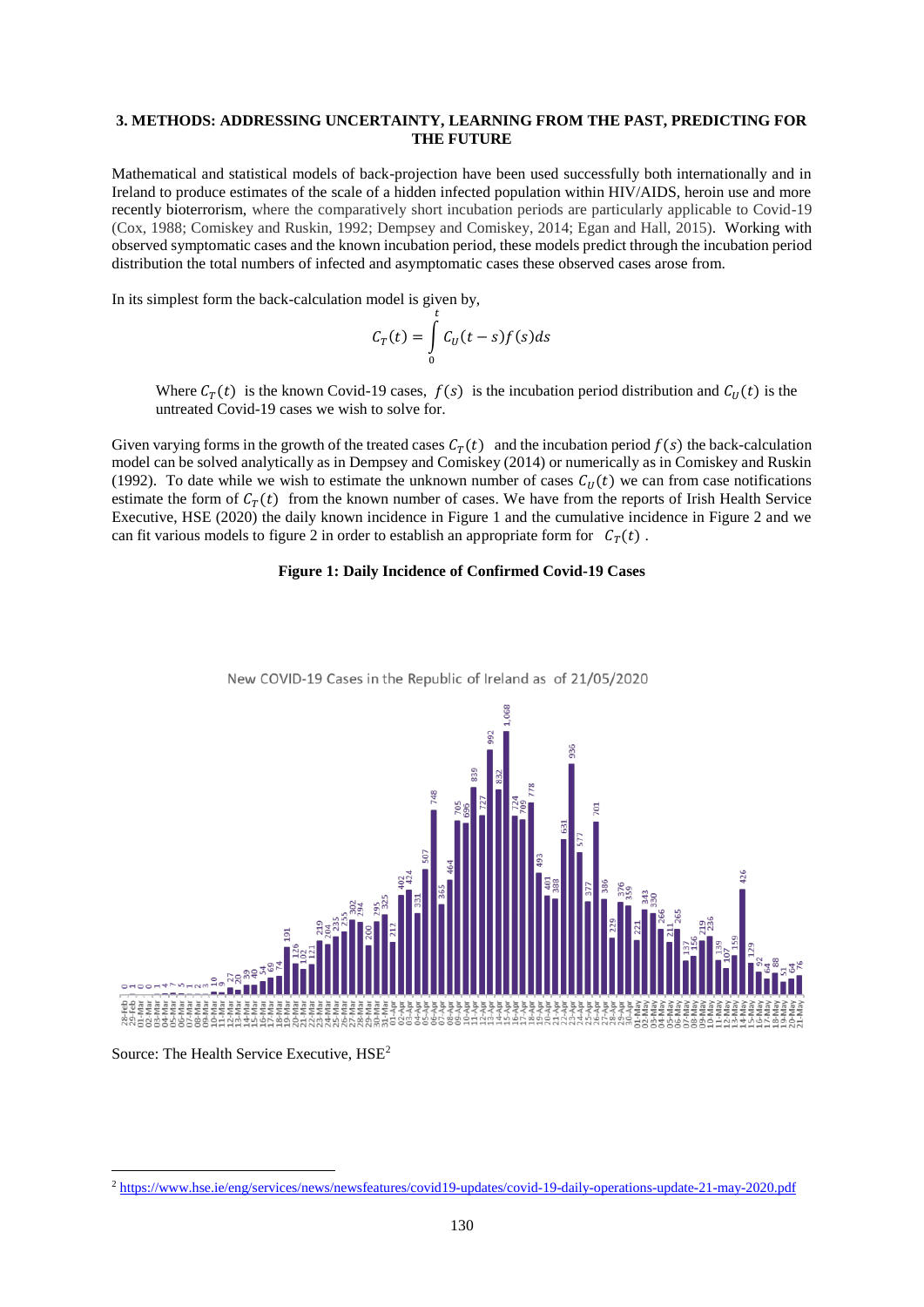### 3. METHODS: ADDRESSING UNCERTAINTY, LEARNING FROM THE PAST, PREDICTING FOR THE FUTURE

Mathematical and statistical models of back-projection have been used successfully both internationally and in Ireland to produce estimates of the scale of a hidden infected population within HIV/AIDS, heroin use and more recently bioterrorism, where the comparatively short incubation periods are particularly applicable to Covid-19 (Cox, 1988; Comiskey and Ruskin, 1992; Dempsey and Comiskey, 2014; Egan and Hall, 2015). Working with observed symptomatic cases and the known incubation period, these models predict through the incubation period distribution the total numbers of infected and asymptomatic cases these observed cases arose from.

In its simplest form the back-calculation model is given by,

$$C_T(t) = \int_0^t C_U(t-s) f(s) ds$$

Where $C_T(t)$ is the known Covid-19 cases, $f(s)$ is the incubation period distribution and $C_U(t)$ is the untreated Covid-19 cases we wish to solve for.

Given varying forms in the growth of the treated cases $C_T(t)$ and the incubation period $f(s)$ the back-calculation model can be solved analytically as in Dempsey and Comiskey (2014) or numerically as in Comiskey and Ruskin (1992). To date while we wish to estimate the unknown number of cases $C_U(t)$ we can from case notifications estimate the form of $C_T(t)$ from the known number of cases. We have from the reports of Irish Health Service Executive, HSE (2020) the daily known incidence in Figure 1 and the cumulative incidence in Figure 2 and we can fit various models to figure 2 in order to establish an appropriate form for $C_T(t)$.

**Figure 1: Daily Incidence of Confirmed Covid-19 Cases**

New COVID-19 Cases in the Republic of Ireland as of 21/05/2020

Source: The Health Service Executive, HSE[2]

[2] https://www.hse.ie/eng/services/news/newsfeatures/covid19-updates/covid-19-daily-operations-update-21-may-2020.pdf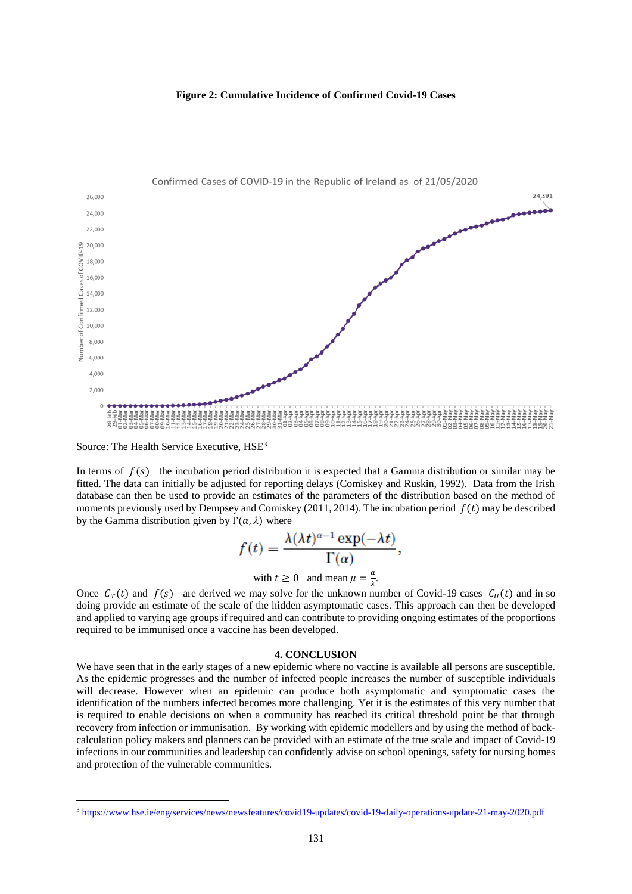**Figure 2: Cumulative Incidence of Confirmed Covid-19 Cases**

Source: The Health Service Executive, HSE[3]

In terms of $f(s)$ the incubation period distribution it is expected that a Gamma distribution or similar may be fitted. The data can initially be adjusted for reporting delays (Comiskey and Ruskin, 1992). Data from the Irish database can then be used to provide an estimates of the parameters of the distribution based on the method of moments previously used by Dempsey and Comiskey (2011, 2014). The incubation period $f(t)$ may be described by the Gamma distribution given by $\Gamma(\alpha, \lambda)$ where

$$f(t) = \frac{\lambda(\lambda t)^{\alpha-1}\exp(-\lambda t)}{\Gamma(\alpha)},$$

with $t \geq 0$ and mean $\mu = \frac{\alpha}{\lambda}$.

Once $C_T(t)$ and $f(s)$ are derived we may solve for the unknown number of Covid-19 cases $C_U(t)$ and in so doing provide an estimate of the scale of the hidden asymptomatic cases. This approach can then be developed and applied to varying age groups if required and can contribute to providing ongoing estimates of the proportions required to be immunised once a vaccine has been developed.

## 4. CONCLUSION

We have seen that in the early stages of a new epidemic where no vaccine is available all persons are susceptible. As the epidemic progresses and the number of infected people increases the number of susceptible individuals will decrease. However when an epidemic can produce both asymptomatic and symptomatic cases the identification of the numbers infected becomes more challenging. Yet it is the estimates of this very number that is required to enable decisions on when a community has reached its critical threshold point be that through recovery from infection or immunisation. By working with epidemic modellers and by using the method of back-calculation policy makers and planners can be provided with an estimate of the true scale and impact of Covid-19 infections in our communities and leadership can confidently advise on school openings, safety for nursing homes and protection of the vulnerable communities.

[3] https://www.hse.ie/eng/services/news/newsfeatures/covid19-updates/covid-19-daily-operations-update-21-may-2020.pdf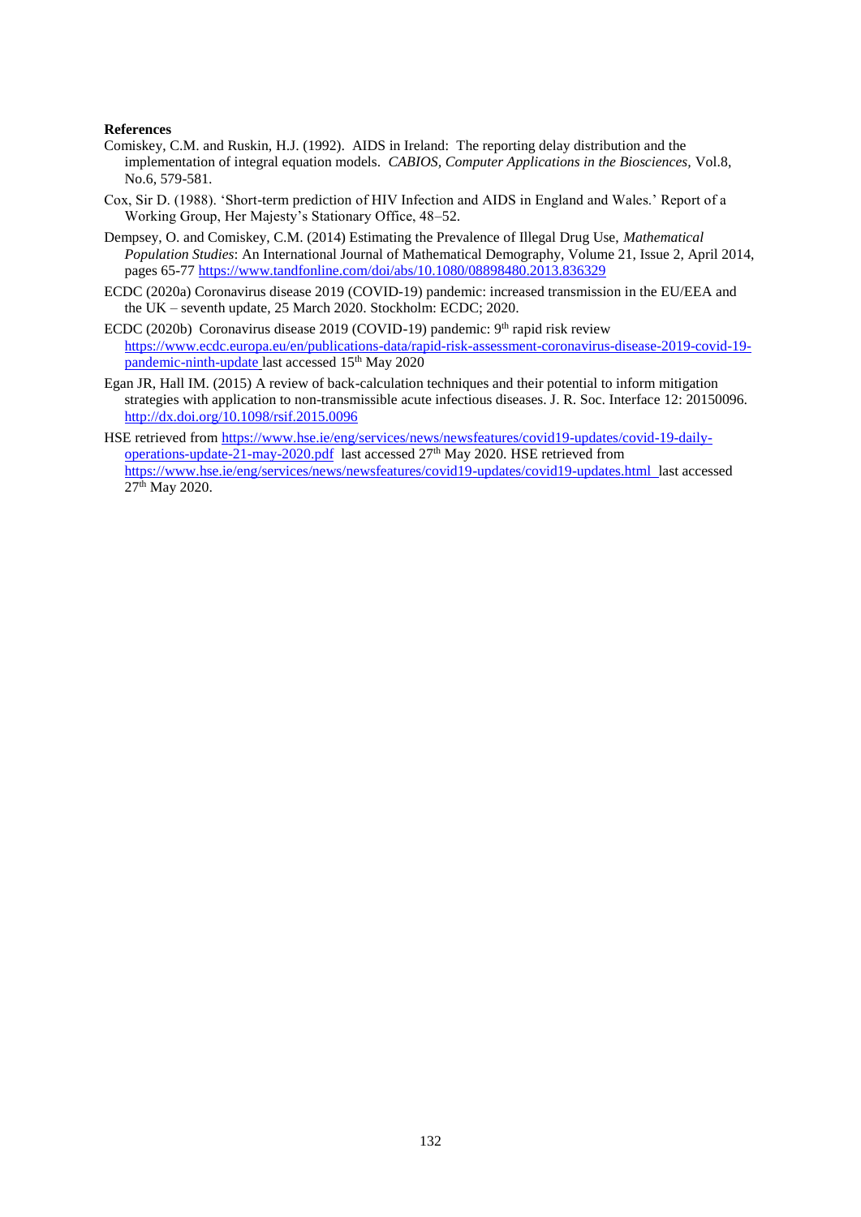**References**

Comiskey, C.M. and Ruskin, H.J. (1992). AIDS in Ireland: The reporting delay distribution and the implementation of integral equation models. *CABIOS, Computer Applications in the Biosciences,* Vol.8, No.6, 579-581.

Cox, Sir D. (1988). 'Short-term prediction of HIV Infection and AIDS in England and Wales.' Report of a Working Group, Her Majesty's Stationary Office, 48–52.

Dempsey, O. and Comiskey, C.M. (2014) Estimating the Prevalence of Illegal Drug Use, *Mathematical Population Studies*: An International Journal of Mathematical Demography, Volume 21, Issue 2, April 2014, pages 65-77 https://www.tandfonline.com/doi/abs/10.1080/08898480.2013.836329

ECDC (2020a) Coronavirus disease 2019 (COVID-19) pandemic: increased transmission in the EU/EEA and the UK – seventh update, 25 March 2020. Stockholm: ECDC; 2020.

ECDC (2020b) Coronavirus disease 2019 (COVID-19) pandemic: 9th rapid risk review https://www.ecdc.europa.eu/en/publications-data/rapid-risk-assessment-coronavirus-disease-2019-covid-19-pandemic-ninth-update last accessed 15th May 2020

Egan JR, Hall IM. (2015) A review of back-calculation techniques and their potential to inform mitigation strategies with application to non-transmissible acute infectious diseases. J. R. Soc. Interface 12: 20150096. http://dx.doi.org/10.1098/rsif.2015.0096

HSE retrieved from https://www.hse.ie/eng/services/news/newsfeatures/covid19-updates/covid-19-daily-operations-update-21-may-2020.pdf last accessed 27th May 2020. HSE retrieved from https://www.hse.ie/eng/services/news/newsfeatures/covid19-updates/covid19-updates.html last accessed 27th May 2020.